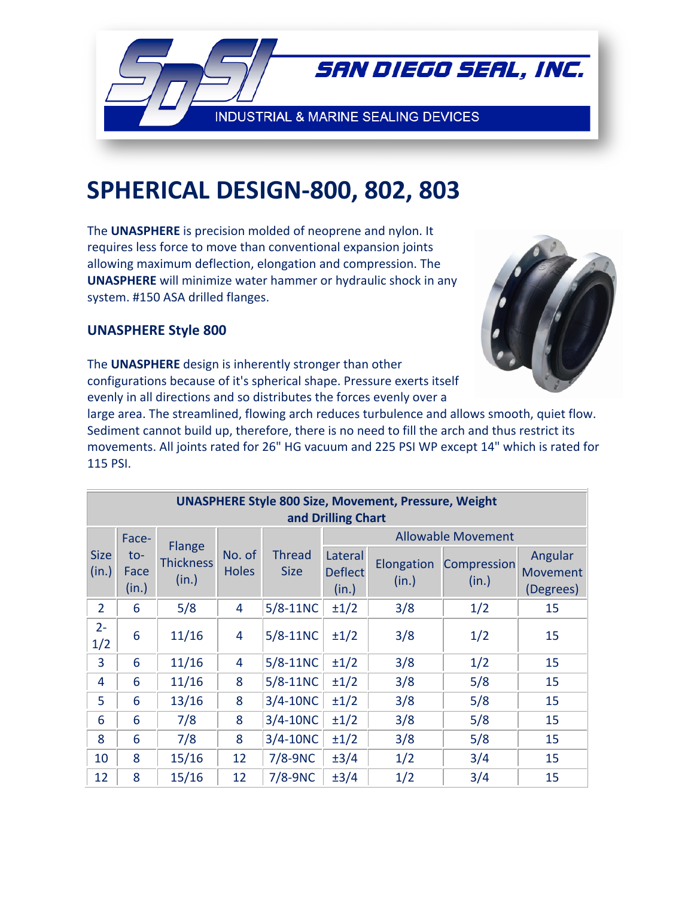SAN DIEGO SEAL, INC.

INDUSTRIAL & MARINE SEALING DEVICES

# SPHERICAL DESIGN-800, 802, 803

The **UNASPHERE** is precision molded of neoprene and nylon. It requires less force to move than conventional expansion joints allowing maximum deflection, elongation and compression. The **UNASPHERE** will minimize water hammer or hydraulic shock in any system. #150 ASA drilled flanges.

### UNASPHERE Style 800

The **UNASPHERE** design is inherently stronger than other configurations because of it's spherical shape. Pressure exerts itself evenly in all directions and so distributes the forces evenly over a large area. The streamlined, flowing arch reduces turbulence and allows smooth, quiet flow. Sediment cannot build up, therefore, there is no need to fill the arch and thus restrict its movements. All joints rated for 26" HG vacuum and 225 PSI WP except 14" which is rated for 115 PSI.

**UNASPHERE Style 800 Size, Movement, Pressure, Weight and Drilling Chart**

| Size (in.) | Face-to-Face (in.) | Flange Thickness (in.) | No. of Holes | Thread Size | Allowable Movement | | | |
|---|---|---|---|---|---|---|---|---|
| | | | | | Lateral Deflect (in.) | Elongation (in.) | Compression (in.) | Angular Movement (Degrees) |
| 2 | 6 | 5/8 | 4 | 5/8-11NC | ±1/2 | 3/8 | 1/2 | 15 |
| 2-1/2 | 6 | 11/16 | 4 | 5/8-11NC | ±1/2 | 3/8 | 1/2 | 15 |
| 3 | 6 | 11/16 | 4 | 5/8-11NC | ±1/2 | 3/8 | 1/2 | 15 |
| 4 | 6 | 11/16 | 8 | 5/8-11NC | ±1/2 | 3/8 | 5/8 | 15 |
| 5 | 6 | 13/16 | 8 | 3/4-10NC | ±1/2 | 3/8 | 5/8 | 15 |
| 6 | 6 | 7/8 | 8 | 3/4-10NC | ±1/2 | 3/8 | 5/8 | 15 |
| 8 | 6 | 7/8 | 8 | 3/4-10NC | ±1/2 | 3/8 | 5/8 | 15 |
| 10 | 8 | 15/16 | 12 | 7/8-9NC | ±3/4 | 1/2 | 3/4 | 15 |
| 12 | 8 | 15/16 | 12 | 7/8-9NC | ±3/4 | 1/2 | 3/4 | 15 |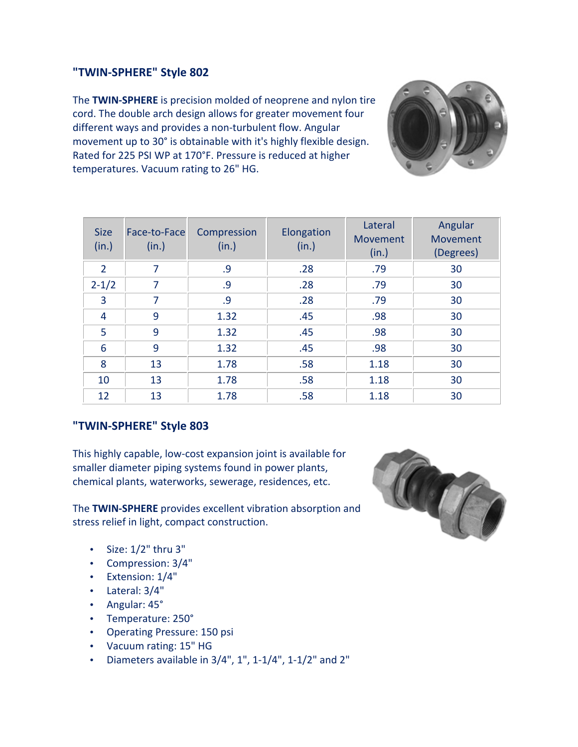## "TWIN-SPHERE" Style 802

The **TWIN-SPHERE** is precision molded of neoprene and nylon tire cord. The double arch design allows for greater movement four different ways and provides a non-turbulent flow. Angular movement up to 30° is obtainable with it's highly flexible design. Rated for 225 PSI WP at 170°F. Pressure is reduced at higher temperatures. Vacuum rating to 26" HG.

| Size (in.) | Face-to-Face (in.) | Compression (in.) | Elongation (in.) | Lateral Movement (in.) | Angular Movement (Degrees) |
|---|---|---|---|---|---|
| 2 | 7 | .9 | .28 | .79 | 30 |
| 2-1/2 | 7 | .9 | .28 | .79 | 30 |
| 3 | 7 | .9 | .28 | .79 | 30 |
| 4 | 9 | 1.32 | .45 | .98 | 30 |
| 5 | 9 | 1.32 | .45 | .98 | 30 |
| 6 | 9 | 1.32 | .45 | .98 | 30 |
| 8 | 13 | 1.78 | .58 | 1.18 | 30 |
| 10 | 13 | 1.78 | .58 | 1.18 | 30 |
| 12 | 13 | 1.78 | .58 | 1.18 | 30 |

## "TWIN-SPHERE" Style 803

This highly capable, low-cost expansion joint is available for smaller diameter piping systems found in power plants, chemical plants, waterworks, sewerage, residences, etc.

The **TWIN-SPHERE** provides excellent vibration absorption and stress relief in light, compact construction.

- Size: 1/2" thru 3"
- Compression: 3/4"
- Extension: 1/4"
- Lateral: 3/4"
- Angular: 45°
- Temperature: 250°
- Operating Pressure: 150 psi
- Vacuum rating: 15" HG
- Diameters available in 3/4", 1", 1-1/4", 1-1/2" and 2"